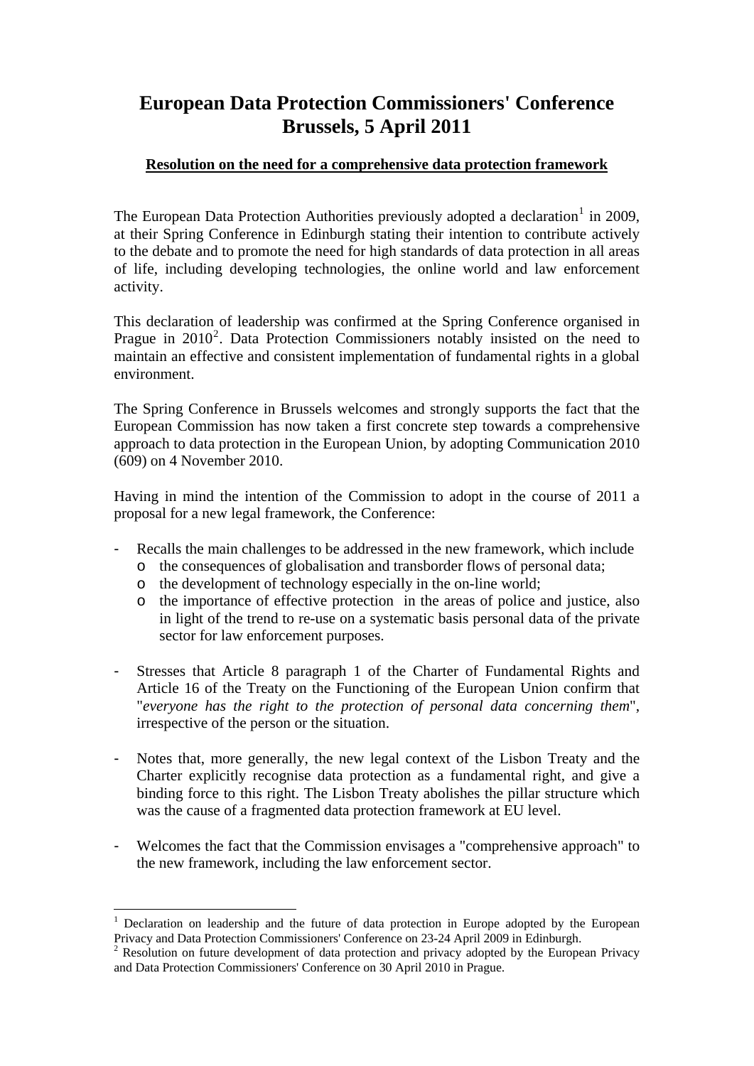# European Data Protection Commissioners' Conference Brussels, 5 April 2011

## Resolution on the need for a comprehensive data protection framework

The European Data Protection Authorities previously adopted a declaration[1] in 2009, at their Spring Conference in Edinburgh stating their intention to contribute actively to the debate and to promote the need for high standards of data protection in all areas of life, including developing technologies, the online world and law enforcement activity.

This declaration of leadership was confirmed at the Spring Conference organised in Prague in 2010[2]. Data Protection Commissioners notably insisted on the need to maintain an effective and consistent implementation of fundamental rights in a global environment.

The Spring Conference in Brussels welcomes and strongly supports the fact that the European Commission has now taken a first concrete step towards a comprehensive approach to data protection in the European Union, by adopting Communication 2010 (609) on 4 November 2010.

Having in mind the intention of the Commission to adopt in the course of 2011 a proposal for a new legal framework, the Conference:

- Recalls the main challenges to be addressed in the new framework, which include
  - the consequences of globalisation and transborder flows of personal data;
  - the development of technology especially in the on-line world;
  - the importance of effective protection in the areas of police and justice, also in light of the trend to re-use on a systematic basis personal data of the private sector for law enforcement purposes.

- Stresses that Article 8 paragraph 1 of the Charter of Fundamental Rights and Article 16 of the Treaty on the Functioning of the European Union confirm that "*everyone has the right to the protection of personal data concerning them*", irrespective of the person or the situation.

- Notes that, more generally, the new legal context of the Lisbon Treaty and the Charter explicitly recognise data protection as a fundamental right, and give a binding force to this right. The Lisbon Treaty abolishes the pillar structure which was the cause of a fragmented data protection framework at EU level.

- Welcomes the fact that the Commission envisages a "comprehensive approach" to the new framework, including the law enforcement sector.

[1] Declaration on leadership and the future of data protection in Europe adopted by the European Privacy and Data Protection Commissioners' Conference on 23-24 April 2009 in Edinburgh.

[2] Resolution on future development of data protection and privacy adopted by the European Privacy and Data Protection Commissioners' Conference on 30 April 2010 in Prague.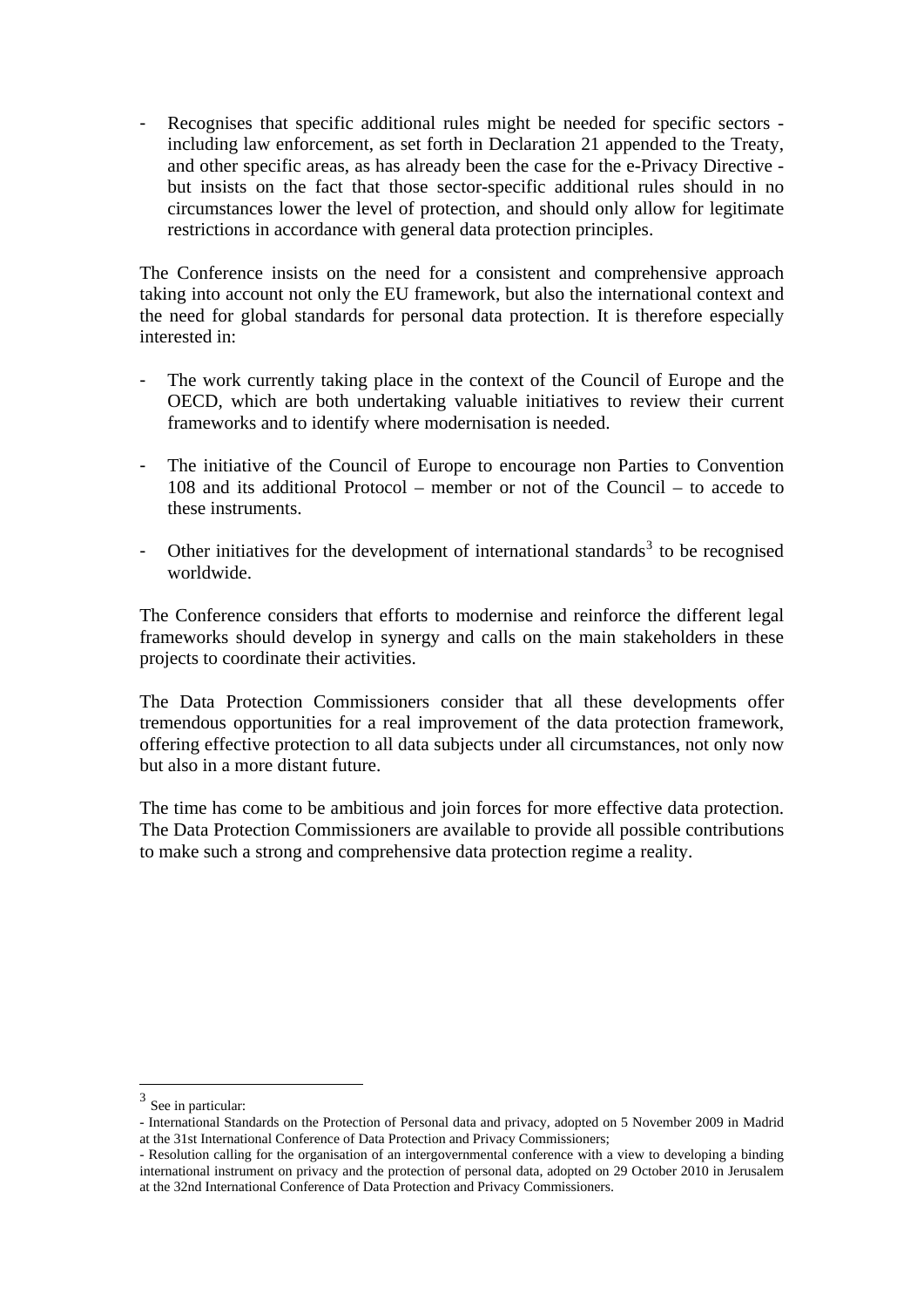- Recognises that specific additional rules might be needed for specific sectors - including law enforcement, as set forth in Declaration 21 appended to the Treaty, and other specific areas, as has already been the case for the e-Privacy Directive - but insists on the fact that those sector-specific additional rules should in no circumstances lower the level of protection, and should only allow for legitimate restrictions in accordance with general data protection principles.

The Conference insists on the need for a consistent and comprehensive approach taking into account not only the EU framework, but also the international context and the need for global standards for personal data protection. It is therefore especially interested in:

- The work currently taking place in the context of the Council of Europe and the OECD, which are both undertaking valuable initiatives to review their current frameworks and to identify where modernisation is needed.

- The initiative of the Council of Europe to encourage non Parties to Convention 108 and its additional Protocol – member or not of the Council – to accede to these instruments.

- Other initiatives for the development of international standards[3] to be recognised worldwide.

The Conference considers that efforts to modernise and reinforce the different legal frameworks should develop in synergy and calls on the main stakeholders in these projects to coordinate their activities.

The Data Protection Commissioners consider that all these developments offer tremendous opportunities for a real improvement of the data protection framework, offering effective protection to all data subjects under all circumstances, not only now but also in a more distant future.

The time has come to be ambitious and join forces for more effective data protection. The Data Protection Commissioners are available to provide all possible contributions to make such a strong and comprehensive data protection regime a reality.

---

[3] See in particular:
- International Standards on the Protection of Personal data and privacy, adopted on 5 November 2009 in Madrid at the 31st International Conference of Data Protection and Privacy Commissioners;
- Resolution calling for the organisation of an intergovernmental conference with a view to developing a binding international instrument on privacy and the protection of personal data, adopted on 29 October 2010 in Jerusalem at the 32nd International Conference of Data Protection and Privacy Commissioners.